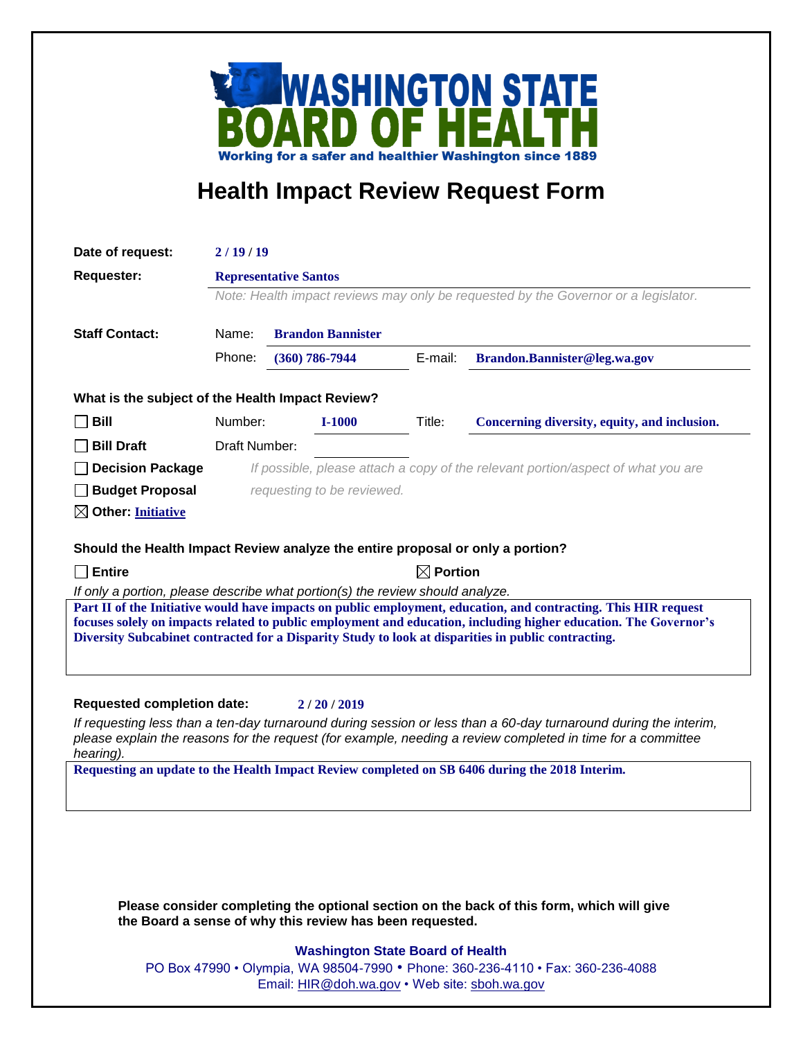WASHINGTON STATE BOARD OF HEALTH

Working for a safer and healthier Washington since 1889

# Health Impact Review Request Form

**Date of request:** 2 / 19 / 19

**Requester:** Representative Santos

*Note: Health impact reviews may only be requested by the Governor or a legislator.*

**Staff Contact:**

Name: Brandon Bannister

Phone: (360) 786-7944 E-mail: Brandon.Bannister@leg.wa.gov

**What is the subject of the Health Impact Review?**

☐ **Bill** Number: I-1000 Title: Concerning diversity, equity, and inclusion.

☐ **Bill Draft** Draft Number:

☐ **Decision Package** *If possible, please attach a copy of the relevant portion/aspect of what you are requesting to be reviewed.*

☐ **Budget Proposal**

☒ **Other:** Initiative

**Should the Health Impact Review analyze the entire proposal or only a portion?**

☐ **Entire** ☒ **Portion**

*If only a portion, please describe what portion(s) the review should analyze.*

Part II of the Initiative would have impacts on public employment, education, and contracting. This HIR request focuses solely on impacts related to public employment and education, including higher education. The Governor's Diversity Subcabinet contracted for a Disparity Study to look at disparities in public contracting.

**Requested completion date:** 2 / 20 / 2019

*If requesting less than a ten-day turnaround during session or less than a 60-day turnaround during the interim, please explain the reasons for the request (for example, needing a review completed in time for a committee hearing).*

Requesting an update to the Health Impact Review completed on SB 6406 during the 2018 Interim.

**Please consider completing the optional section on the back of this form, which will give the Board a sense of why this review has been requested.**

**Washington State Board of Health**

PO Box 47990 • Olympia, WA 98504-7990 • Phone: 360-236-4110 • Fax: 360-236-4088

Email: HIR@doh.wa.gov • Web site: sboh.wa.gov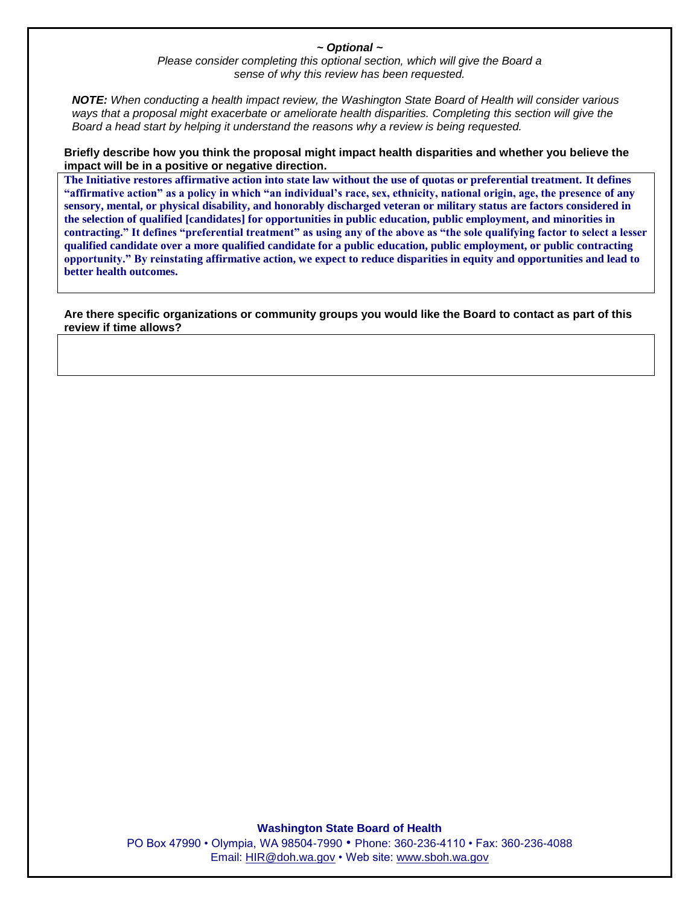***~ Optional ~***

*Please consider completing this optional section, which will give the Board a sense of why this review has been requested.*

***NOTE:*** *When conducting a health impact review, the Washington State Board of Health will consider various ways that a proposal might exacerbate or ameliorate health disparities. Completing this section will give the Board a head start by helping it understand the reasons why a review is being requested.*

**Briefly describe how you think the proposal might impact health disparities and whether you believe the impact will be in a positive or negative direction.**

**The Initiative restores affirmative action into state law without the use of quotas or preferential treatment. It defines "affirmative action" as a policy in which "an individual's race, sex, ethnicity, national origin, age, the presence of any sensory, mental, or physical disability, and honorably discharged veteran or military status are factors considered in the selection of qualified [candidates] for opportunities in public education, public employment, and minorities in contracting." It defines "preferential treatment" as using any of the above as "the sole qualifying factor to select a lesser qualified candidate over a more qualified candidate for a public education, public employment, or public contracting opportunity." By reinstating affirmative action, we expect to reduce disparities in equity and opportunities and lead to better health outcomes.**

**Are there specific organizations or community groups you would like the Board to contact as part of this review if time allows?**

**Washington State Board of Health**

PO Box 47990 • Olympia, WA 98504-7990 • Phone: 360-236-4110 • Fax: 360-236-4088
Email: HIR@doh.wa.gov • Web site: www.sboh.wa.gov